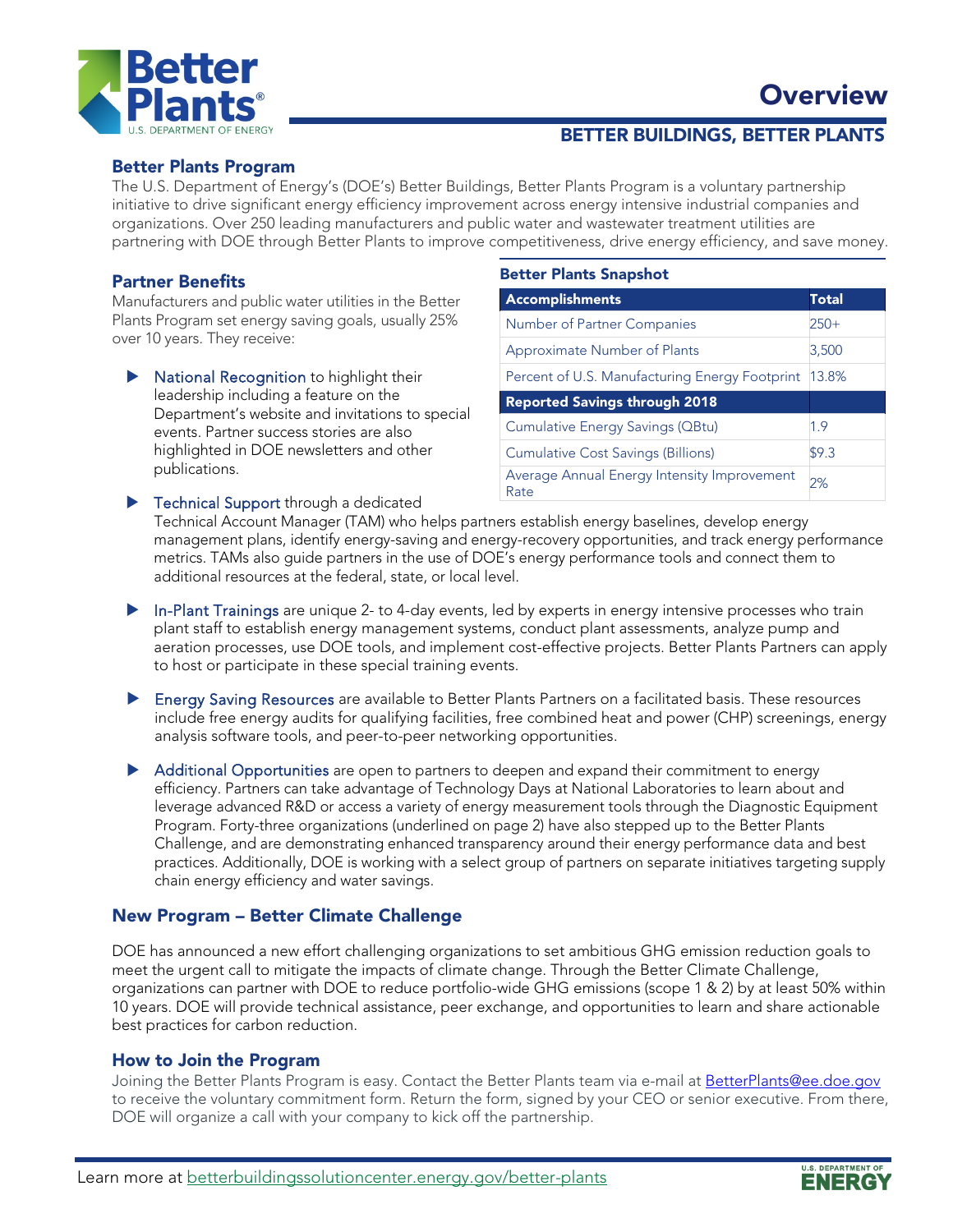# Overview

## BETTER BUILDINGS, BETTER PLANTS

### Better Plants Program

The U.S. Department of Energy's (DOE's) Better Buildings, Better Plants Program is a voluntary partnership initiative to drive significant energy efficiency improvement across energy intensive industrial companies and organizations. Over 250 leading manufacturers and public water and wastewater treatment utilities are partnering with DOE through Better Plants to improve competitiveness, drive energy efficiency, and save money.

### Partner Benefits

Manufacturers and public water utilities in the Better Plants Program set energy saving goals, usually 25% over 10 years. They receive:

**Better Plants Snapshot**

| Accomplishments | Total |
| --- | --- |
| Number of Partner Companies | 250+ |
| Approximate Number of Plants | 3,500 |
| Percent of U.S. Manufacturing Energy Footprint | 13.8% |
| **Reported Savings through 2018** | |
| Cumulative Energy Savings (QBtu) | 1.9 |
| Cumulative Cost Savings (Billions) | $9.3 |
| Average Annual Energy Intensity Improvement Rate | 2% |

- National Recognition to highlight their leadership including a feature on the Department's website and invitations to special events. Partner success stories are also highlighted in DOE newsletters and other publications.
- Technical Support through a dedicated Technical Account Manager (TAM) who helps partners establish energy baselines, develop energy management plans, identify energy-saving and energy-recovery opportunities, and track energy performance metrics. TAMs also guide partners in the use of DOE's energy performance tools and connect them to additional resources at the federal, state, or local level.
- In-Plant Trainings are unique 2- to 4-day events, led by experts in energy intensive processes who train plant staff to establish energy management systems, conduct plant assessments, analyze pump and aeration processes, use DOE tools, and implement cost-effective projects. Better Plants Partners can apply to host or participate in these special training events.
- Energy Saving Resources are available to Better Plants Partners on a facilitated basis. These resources include free energy audits for qualifying facilities, free combined heat and power (CHP) screenings, energy analysis software tools, and peer-to-peer networking opportunities.
- Additional Opportunities are open to partners to deepen and expand their commitment to energy efficiency. Partners can take advantage of Technology Days at National Laboratories to learn about and leverage advanced R&D or access a variety of energy measurement tools through the Diagnostic Equipment Program. Forty-three organizations (underlined on page 2) have also stepped up to the Better Plants Challenge, and are demonstrating enhanced transparency around their energy performance data and best practices. Additionally, DOE is working with a select group of partners on separate initiatives targeting supply chain energy efficiency and water savings.

### New Program – Better Climate Challenge

DOE has announced a new effort challenging organizations to set ambitious GHG emission reduction goals to meet the urgent call to mitigate the impacts of climate change. Through the Better Climate Challenge, organizations can partner with DOE to reduce portfolio-wide GHG emissions (scope 1 & 2) by at least 50% within 10 years. DOE will provide technical assistance, peer exchange, and opportunities to learn and share actionable best practices for carbon reduction.

### How to Join the Program

Joining the Better Plants Program is easy. Contact the Better Plants team via e-mail at BetterPlants@ee.doe.gov to receive the voluntary commitment form. Return the form, signed by your CEO or senior executive. From there, DOE will organize a call with your company to kick off the partnership.

Learn more at betterbuildingssolutioncenter.energy.gov/better-plants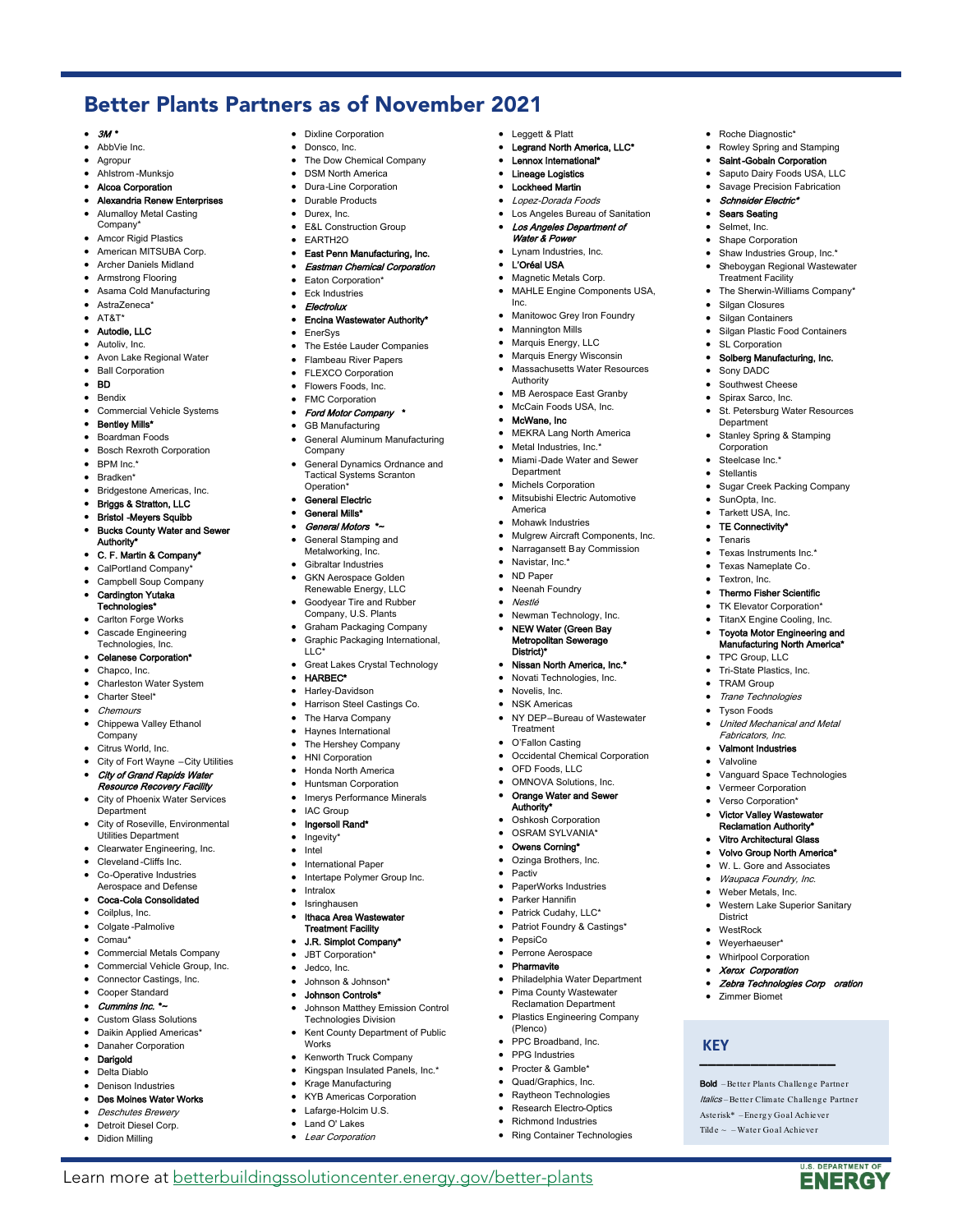# Better Plants Partners as of November 2021

- *3M **
- AbbVie Inc.
- Agropur
- Ahlstrom-Munksjo
- **Alcoa Corporation**
- **Alexandria Renew Enterprises**
- Alumalloy Metal Casting Company*
- Amcor Rigid Plastics
- American MITSUBA Corp.
- Archer Daniels Midland
- Armstrong Flooring
- Asama Cold Manufacturing
- AstraZeneca*
- AT&T*
- **Autodie, LLC**
- Autoliv, Inc.
- Avon Lake Regional Water
- Ball Corporation
- **BD**
- Bendix
- Commercial Vehicle Systems
- **Bentley Mills***
- Boardman Foods
- Bosch Rexroth Corporation
- BPM Inc.*
- Bradken*
- Bridgestone Americas, Inc.
- **Briggs & Stratton, LLC**
- **Bristol-Meyers Squibb**
- **Bucks County Water and Sewer Authority***
- **C. F. Martin & Company***
- CalPortland Company*
- Campbell Soup Company
- **Cardington Yutaka Technologies***
- Carlton Forge Works
- Cascade Engineering Technologies, Inc.
- **Celanese Corporation***
- Chapco, Inc.
- Charleston Water System
- Charter Steel*
- *Chemours*
- Chippewa Valley Ethanol Company
- Citrus World, Inc.
- City of Fort Wayne – City Utilities
- ***City of Grand Rapids Water Resource Recovery Facility***
- City of Phoenix Water Services Department
- City of Roseville, Environmental Utilities Department
- Clearwater Engineering, Inc.
- Cleveland-Cliffs Inc.
- Co-Operative Industries Aerospace and Defense
- **Coca-Cola Consolidated**
- Coilplus, Inc.
- Colgate-Palmolive
- Comau*
- Commercial Metals Company
- Commercial Vehicle Group, Inc.
- Connector Castings, Inc.
- Cooper Standard
- *Cummins Inc. *~*
- Custom Glass Solutions
- Daikin Applied Americas*
- Danaher Corporation
- **Darigold**
- Delta Diablo
- Denison Industries
- **Des Moines Water Works**
- *Deschutes Brewery*
- Detroit Diesel Corp.
- Didion Milling
- Dixline Corporation
- Donsco, Inc.
- The Dow Chemical Company
- DSM North America
- Dura-Line Corporation
- Durable Products
- Durex, Inc.
- E&L Construction Group
- EARTH2O
- **East Penn Manufacturing, Inc.**
- ***Eastman Chemical Corporation***
- Eaton Corporation*
- Eck Industries
- ***Electrolux***
- **Encina Wastewater Authority***
- EnerSys
- The Estée Lauder Companies
- Flambeau River Papers
- FLEXCO Corporation
- Flowers Foods, Inc.
- FMC Corporation
- *Ford Motor Company **
- GB Manufacturing
- General Aluminum Manufacturing Company
- General Dynamics Ordnance and Tactical Systems Scranton Operation*
- **General Electric**
- **General Mills***
- ***General Motors *~***
- General Stamping and Metalworking, Inc.
- Gibraltar Industries
- GKN Aerospace Golden Renewable Energy, LLC
- Goodyear Tire and Rubber Company, U.S. Plants
- Graham Packaging Company
- Graphic Packaging International, LLC*
- Great Lakes Crystal Technology
- **HARBEC***
- Harley-Davidson
- Harrison Steel Castings Co.
- The Harva Company
- Haynes International
- The Hershey Company
- HNI Corporation
- Honda North America
- Huntsman Corporation
- Imerys Performance Minerals
- IAC Group
- **Ingersoll Rand***
- Ingevity*
- Intel
- International Paper
- Intertape Polymer Group Inc.
- Intralox
- Isringhausen
- **Ithaca Area Wastewater Treatment Facility**
- **J.R. Simplot Company***
- JBT Corporation*
- Jedco, Inc.
- Johnson & Johnson*
- **Johnson Controls***
- Johnson Matthey Emission Control Technologies Division
- Kent County Department of Public Works
- Kenworth Truck Company
- Kingspan Insulated Panels, Inc.*
- Krage Manufacturing
- KYB Americas Corporation
- Lafarge-Holcim U.S.
- Land O' Lakes
- *Lear Corporation*
- Leggett & Platt
- **Legrand North America, LLC***
- **Lennox International***
- **Lineage Logistics**
- **Lockheed Martin**
- *Lopez-Dorada Foods*
- Los Angeles Bureau of Sanitation
- ***Los Angeles Department of Water & Power***
- Lynam Industries, Inc.
- **L'Oréal USA**
- Magnetic Metals Corp.
- MAHLE Engine Components USA, Inc.
- Manitowoc Grey Iron Foundry
- Mannington Mills
- Marquis Energy, LLC
- Marquis Energy Wisconsin
- Massachusetts Water Resources Authority
- MB Aerospace East Granby
- McCain Foods USA, Inc.
- **McWane, Inc**
- MEKRA Lang North America
- Metal Industries, Inc.*
- Miami-Dade Water and Sewer Department
- Michels Corporation
- Mitsubishi Electric Automotive America
- Mohawk Industries
- Mulgrew Aircraft Components, Inc.
- Narragansett Bay Commission
- Navistar, Inc.*
- ND Paper
- Neenah Foundry
- *Nestlé*
- Newman Technology, Inc.
- **NEW Water (Green Bay Metropolitan Sewerage District)***
- **Nissan North America, Inc.***
- Novati Technologies, Inc.
- Novelis, Inc.
- NSK Americas
- NY DEP – Bureau of Wastewater Treatment
- O'Fallon Casting
- Occidental Chemical Corporation
- OFD Foods, LLC
- OMNOVA Solutions, Inc.
- **Orange Water and Sewer Authority***
- Oshkosh Corporation
- OSRAM SYLVANIA*
- **Owens Corning***
- Ozinga Brothers, Inc.
- Pactiv
- PaperWorks Industries
- Parker Hannifin
- Patrick Cudahy, LLC*
- Patriot Foundry & Castings*
- PepsiCo
- Perrone Aerospace
- **Pharmavite**
- Philadelphia Water Department
- Pima County Wastewater Reclamation Department
- Plastics Engineering Company (Plenco)
- PPC Broadband, Inc.
- PPG Industries
- Procter & Gamble*
- Quad/Graphics, Inc.
- Raytheon Technologies
- Research Electro-Optics
- Richmond Industries
- Ring Container Technologies
- Roche Diagnostic*
- Rowley Spring and Stamping
- **Saint-Gobain Corporation**
- Saputo Dairy Foods USA, LLC
- Savage Precision Fabrication
- ***Schneider Electric****
- **Sears Seating**
- Selmet, Inc.
- Shape Corporation
- Shaw Industries Group, Inc.*
- Sheboygan Regional Wastewater Treatment Facility
- The Sherwin-Williams Company*
- Silgan Closures
- Silgan Containers
- Silgan Plastic Food Containers
- SL Corporation
- **Solberg Manufacturing, Inc.**
- Sony DADC
- Southwest Cheese
- Spirax Sarco, Inc.
- St. Petersburg Water Resources Department
- Stanley Spring & Stamping Corporation
- Steelcase Inc.*
- Stellantis
- Sugar Creek Packing Company
- SunOpta, Inc.
- Tarkett USA, Inc.
- **TE Connectivity***
- Tenaris
- Texas Instruments Inc.*
- Texas Nameplate Co.
- Textron, Inc.
- **Thermo Fisher Scientific**
- TK Elevator Corporation*
- TitanX Engine Cooling, Inc.
- **Toyota Motor Engineering and Manufacturing North America***
- TPC Group, LLC
- Tri-State Plastics, Inc.
- TRAM Group
- *Trane Technologies*
- Tyson Foods
- *United Mechanical and Metal Fabricators, Inc.*
- **Valmont Industries**
- Valvoline
- Vanguard Space Technologies
- Vermeer Corporation
- Verso Corporation*
- **Victor Valley Wastewater Reclamation Authority***
- **Vitro Architectural Glass**
- **Volvo Group North America***
- W. L. Gore and Associates
- *Waupaca Foundry, Inc.*
- Weber Metals, Inc.
- Western Lake Superior Sanitary District
- WestRock
- Weyerhaeuser*
- Whirlpool Corporation
- ***Xerox Corporation***
- ***Zebra Technologies Corporation***
- Zimmer Biomet

## KEY

**Bold** – Better Plants Challenge Partner
*Italics* – Better Climate Challenge Partner
Asterisk* – Energy Goal Achiever
Tilde ~ – Water Goal Achiever

Learn more at betterbuildingssolutioncenter.energy.gov/better-plants